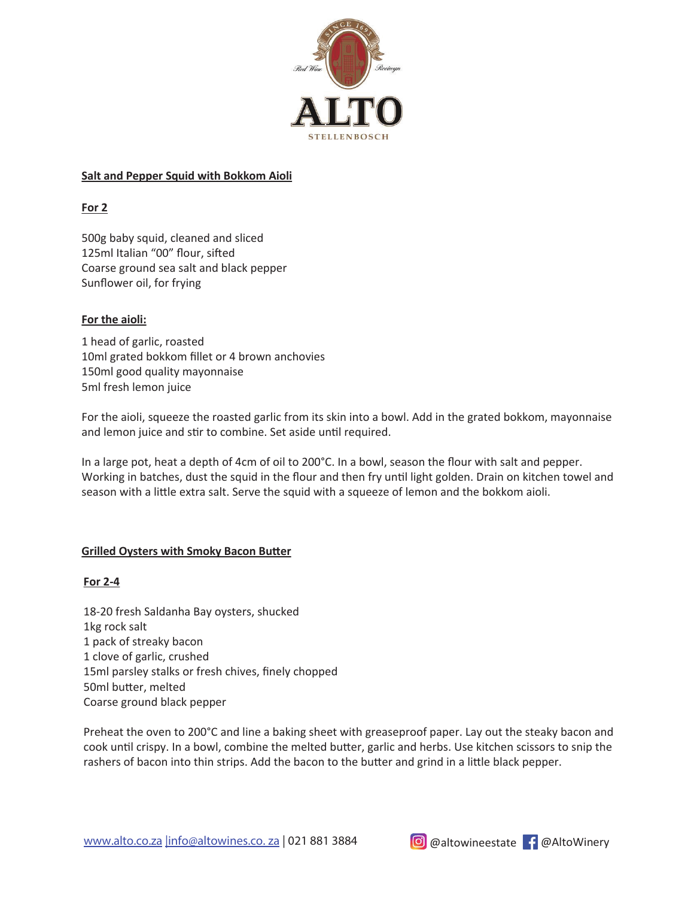**Salt and Pepper Squid with Bokkom Aioli**

**For 2**

500g baby squid, cleaned and sliced
125ml Italian "00" flour, sifted
Coarse ground sea salt and black pepper
Sunflower oil, for frying

**For the aioli:**

1 head of garlic, roasted
10ml grated bokkom fillet or 4 brown anchovies
150ml good quality mayonnaise
5ml fresh lemon juice

For the aioli, squeeze the roasted garlic from its skin into a bowl. Add in the grated bokkom, mayonnaise and lemon juice and stir to combine. Set aside until required.

In a large pot, heat a depth of 4cm of oil to 200°C. In a bowl, season the flour with salt and pepper. Working in batches, dust the squid in the flour and then fry until light golden. Drain on kitchen towel and season with a little extra salt. Serve the squid with a squeeze of lemon and the bokkom aioli.

**Grilled Oysters with Smoky Bacon Butter**

**For 2-4**

18-20 fresh Saldanha Bay oysters, shucked
1kg rock salt
1 pack of streaky bacon
1 clove of garlic, crushed
15ml parsley stalks or fresh chives, finely chopped
50ml butter, melted
Coarse ground black pepper

Preheat the oven to 200°C and line a baking sheet with greaseproof paper. Lay out the steaky bacon and cook until crispy. In a bowl, combine the melted butter, garlic and herbs. Use kitchen scissors to snip the rashers of bacon into thin strips. Add the bacon to the butter and grind in a little black pepper.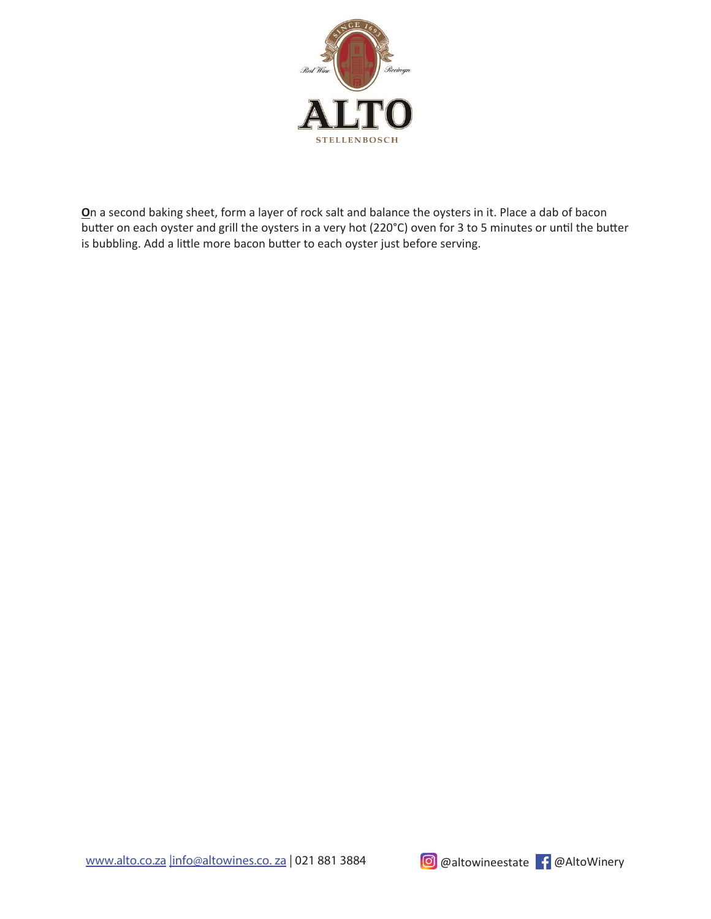**O**n a second baking sheet, form a layer of rock salt and balance the oysters in it. Place a dab of bacon butter on each oyster and grill the oysters in a very hot (220°C) oven for 3 to 5 minutes or until the butter is bubbling. Add a little more bacon butter to each oyster just before serving.